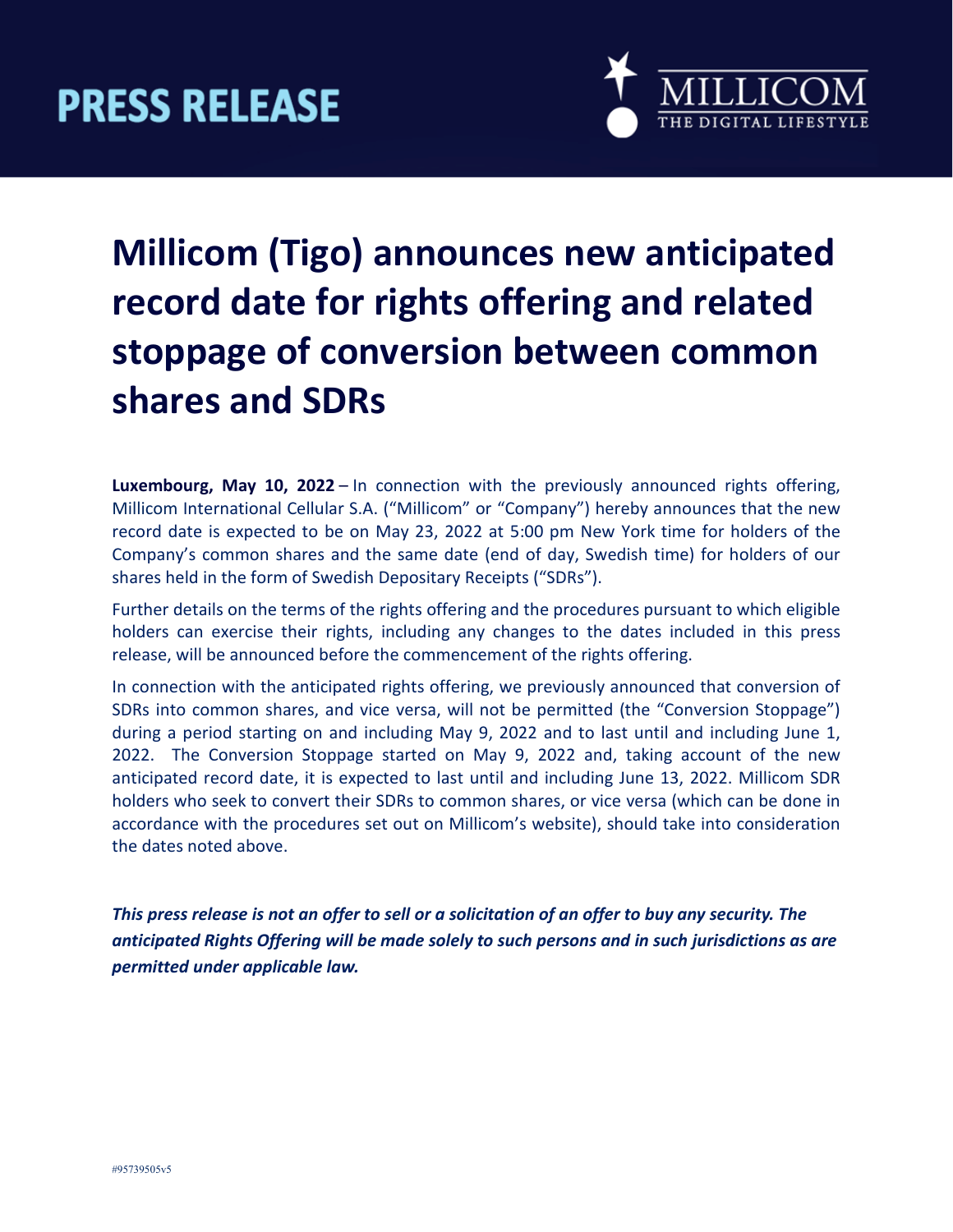PRESS RELEASE

MILLICOM
THE DIGITAL LIFESTYLE

# Millicom (Tigo) announces new anticipated record date for rights offering and related stoppage of conversion between common shares and SDRs

**Luxembourg, May 10, 2022** – In connection with the previously announced rights offering, Millicom International Cellular S.A. ("Millicom" or "Company") hereby announces that the new record date is expected to be on May 23, 2022 at 5:00 pm New York time for holders of the Company's common shares and the same date (end of day, Swedish time) for holders of our shares held in the form of Swedish Depositary Receipts ("SDRs").

Further details on the terms of the rights offering and the procedures pursuant to which eligible holders can exercise their rights, including any changes to the dates included in this press release, will be announced before the commencement of the rights offering.

In connection with the anticipated rights offering, we previously announced that conversion of SDRs into common shares, and vice versa, will not be permitted (the "Conversion Stoppage") during a period starting on and including May 9, 2022 and to last until and including June 1, 2022. The Conversion Stoppage started on May 9, 2022 and, taking account of the new anticipated record date, it is expected to last until and including June 13, 2022. Millicom SDR holders who seek to convert their SDRs to common shares, or vice versa (which can be done in accordance with the procedures set out on Millicom's website), should take into consideration the dates noted above.

***This press release is not an offer to sell or a solicitation of an offer to buy any security. The anticipated Rights Offering will be made solely to such persons and in such jurisdictions as are permitted under applicable law.***

#95739505v5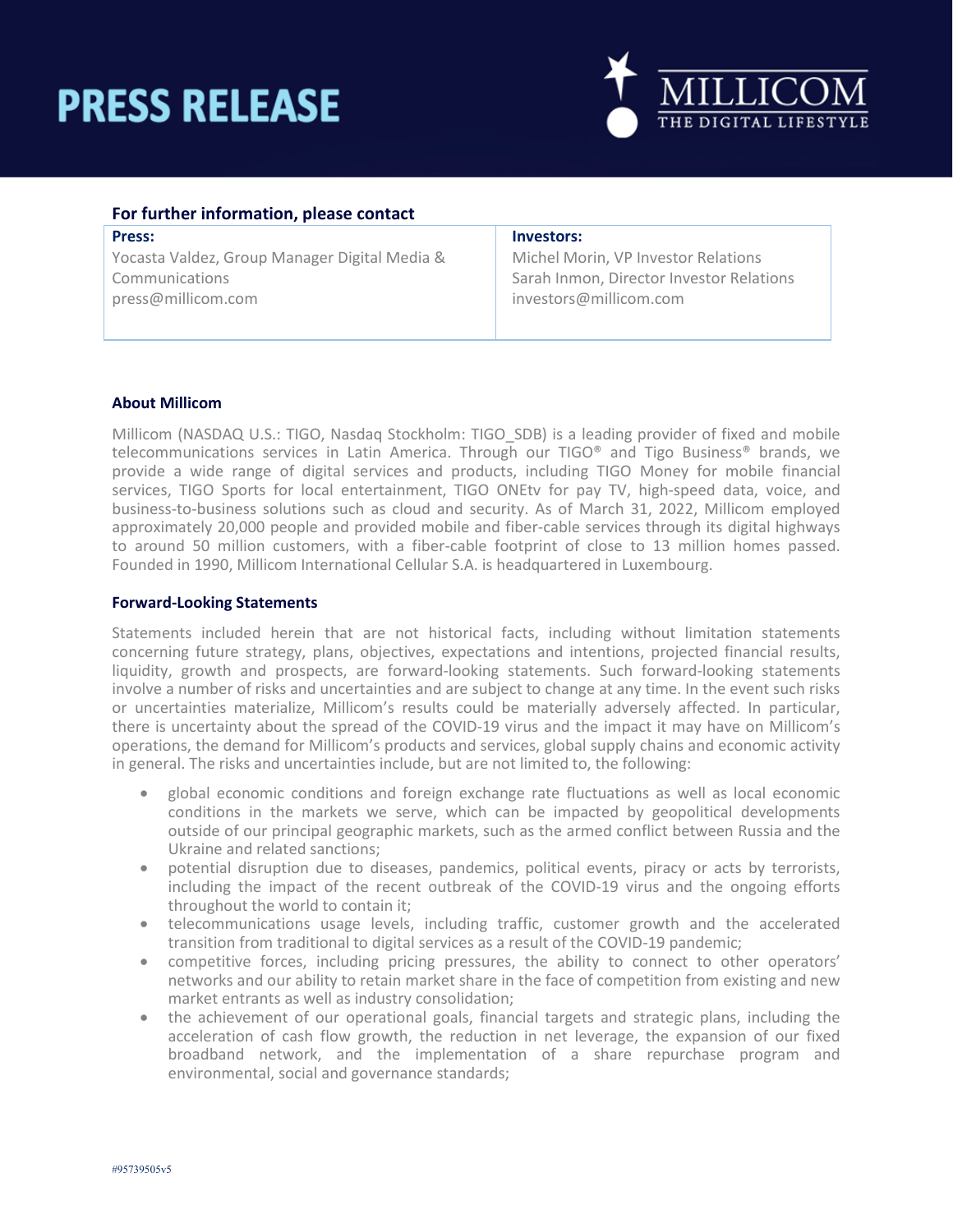# PRESS RELEASE

## For further information, please contact

| Press: | Investors: |
| --- | --- |
| Yocasta Valdez, Group Manager Digital Media & Communications<br>press@millicom.com | Michel Morin, VP Investor Relations<br>Sarah Inmon, Director Investor Relations<br>investors@millicom.com |

### About Millicom

Millicom (NASDAQ U.S.: TIGO, Nasdaq Stockholm: TIGO_SDB) is a leading provider of fixed and mobile telecommunications services in Latin America. Through our TIGO® and Tigo Business® brands, we provide a wide range of digital services and products, including TIGO Money for mobile financial services, TIGO Sports for local entertainment, TIGO ONEtv for pay TV, high-speed data, voice, and business-to-business solutions such as cloud and security. As of March 31, 2022, Millicom employed approximately 20,000 people and provided mobile and fiber-cable services through its digital highways to around 50 million customers, with a fiber-cable footprint of close to 13 million homes passed. Founded in 1990, Millicom International Cellular S.A. is headquartered in Luxembourg.

### Forward-Looking Statements

Statements included herein that are not historical facts, including without limitation statements concerning future strategy, plans, objectives, expectations and intentions, projected financial results, liquidity, growth and prospects, are forward-looking statements. Such forward-looking statements involve a number of risks and uncertainties and are subject to change at any time. In the event such risks or uncertainties materialize, Millicom's results could be materially adversely affected. In particular, there is uncertainty about the spread of the COVID-19 virus and the impact it may have on Millicom's operations, the demand for Millicom's products and services, global supply chains and economic activity in general. The risks and uncertainties include, but are not limited to, the following:

- global economic conditions and foreign exchange rate fluctuations as well as local economic conditions in the markets we serve, which can be impacted by geopolitical developments outside of our principal geographic markets, such as the armed conflict between Russia and the Ukraine and related sanctions;
- potential disruption due to diseases, pandemics, political events, piracy or acts by terrorists, including the impact of the recent outbreak of the COVID-19 virus and the ongoing efforts throughout the world to contain it;
- telecommunications usage levels, including traffic, customer growth and the accelerated transition from traditional to digital services as a result of the COVID-19 pandemic;
- competitive forces, including pricing pressures, the ability to connect to other operators' networks and our ability to retain market share in the face of competition from existing and new market entrants as well as industry consolidation;
- the achievement of our operational goals, financial targets and strategic plans, including the acceleration of cash flow growth, the reduction in net leverage, the expansion of our fixed broadband network, and the implementation of a share repurchase program and environmental, social and governance standards;

#95739505v5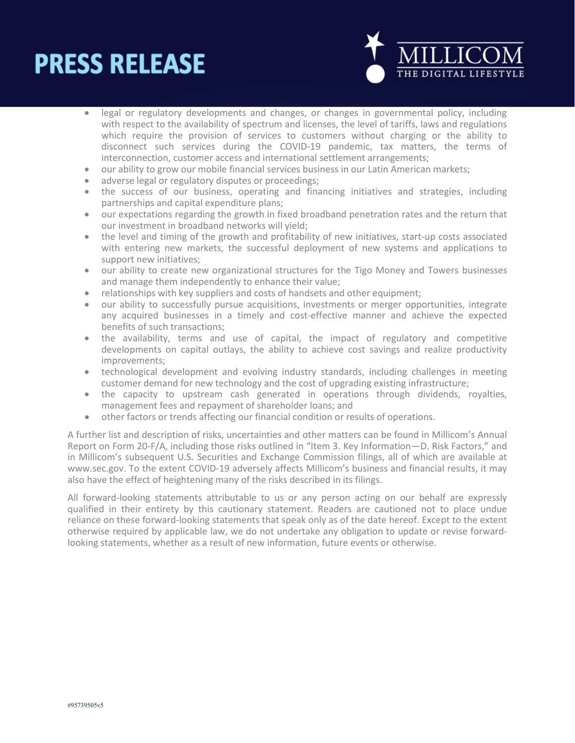- legal or regulatory developments and changes, or changes in governmental policy, including with respect to the availability of spectrum and licenses, the level of tariffs, laws and regulations which require the provision of services to customers without charging or the ability to disconnect such services during the COVID-19 pandemic, tax matters, the terms of interconnection, customer access and international settlement arrangements;
- our ability to grow our mobile financial services business in our Latin American markets;
- adverse legal or regulatory disputes or proceedings;
- the success of our business, operating and financing initiatives and strategies, including partnerships and capital expenditure plans;
- our expectations regarding the growth in fixed broadband penetration rates and the return that our investment in broadband networks will yield;
- the level and timing of the growth and profitability of new initiatives, start-up costs associated with entering new markets, the successful deployment of new systems and applications to support new initiatives;
- our ability to create new organizational structures for the Tigo Money and Towers businesses and manage them independently to enhance their value;
- relationships with key suppliers and costs of handsets and other equipment;
- our ability to successfully pursue acquisitions, investments or merger opportunities, integrate any acquired businesses in a timely and cost-effective manner and achieve the expected benefits of such transactions;
- the availability, terms and use of capital, the impact of regulatory and competitive developments on capital outlays, the ability to achieve cost savings and realize productivity improvements;
- technological development and evolving industry standards, including challenges in meeting customer demand for new technology and the cost of upgrading existing infrastructure;
- the capacity to upstream cash generated in operations through dividends, royalties, management fees and repayment of shareholder loans; and
- other factors or trends affecting our financial condition or results of operations.

A further list and description of risks, uncertainties and other matters can be found in Millicom's Annual Report on Form 20-F/A, including those risks outlined in "Item 3. Key Information—D. Risk Factors," and in Millicom's subsequent U.S. Securities and Exchange Commission filings, all of which are available at www.sec.gov. To the extent COVID-19 adversely affects Millicom's business and financial results, it may also have the effect of heightening many of the risks described in its filings.

All forward-looking statements attributable to us or any person acting on our behalf are expressly qualified in their entirety by this cautionary statement. Readers are cautioned not to place undue reliance on these forward-looking statements that speak only as of the date hereof. Except to the extent otherwise required by applicable law, we do not undertake any obligation to update or revise forward-looking statements, whether as a result of new information, future events or otherwise.

#95739505v5